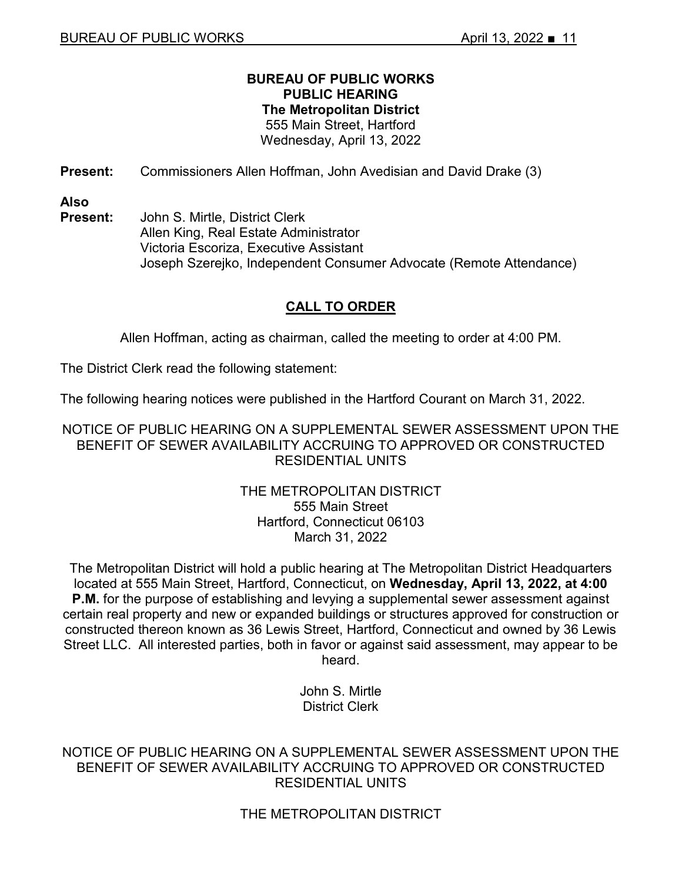# BUREAU OF PUBLIC WORKS
## PUBLIC HEARING
### The Metropolitan District

555 Main Street, Hartford
Wednesday, April 13, 2022

**Present:** Commissioners Allen Hoffman, John Avedisian and David Drake (3)

**Also Present:** John S. Mirtle, District Clerk
Allen King, Real Estate Administrator
Victoria Escoriza, Executive Assistant
Joseph Szerejko, Independent Consumer Advocate (Remote Attendance)

## CALL TO ORDER

Allen Hoffman, acting as chairman, called the meeting to order at 4:00 PM.

The District Clerk read the following statement:

The following hearing notices were published in the Hartford Courant on March 31, 2022.

NOTICE OF PUBLIC HEARING ON A SUPPLEMENTAL SEWER ASSESSMENT UPON THE BENEFIT OF SEWER AVAILABILITY ACCRUING TO APPROVED OR CONSTRUCTED RESIDENTIAL UNITS

THE METROPOLITAN DISTRICT
555 Main Street
Hartford, Connecticut 06103
March 31, 2022

The Metropolitan District will hold a public hearing at The Metropolitan District Headquarters located at 555 Main Street, Hartford, Connecticut, on **Wednesday, April 13, 2022, at 4:00 P.M.** for the purpose of establishing and levying a supplemental sewer assessment against certain real property and new or expanded buildings or structures approved for construction or constructed thereon known as 36 Lewis Street, Hartford, Connecticut and owned by 36 Lewis Street LLC. All interested parties, both in favor or against said assessment, may appear to be heard.

John S. Mirtle
District Clerk

NOTICE OF PUBLIC HEARING ON A SUPPLEMENTAL SEWER ASSESSMENT UPON THE BENEFIT OF SEWER AVAILABILITY ACCRUING TO APPROVED OR CONSTRUCTED RESIDENTIAL UNITS

THE METROPOLITAN DISTRICT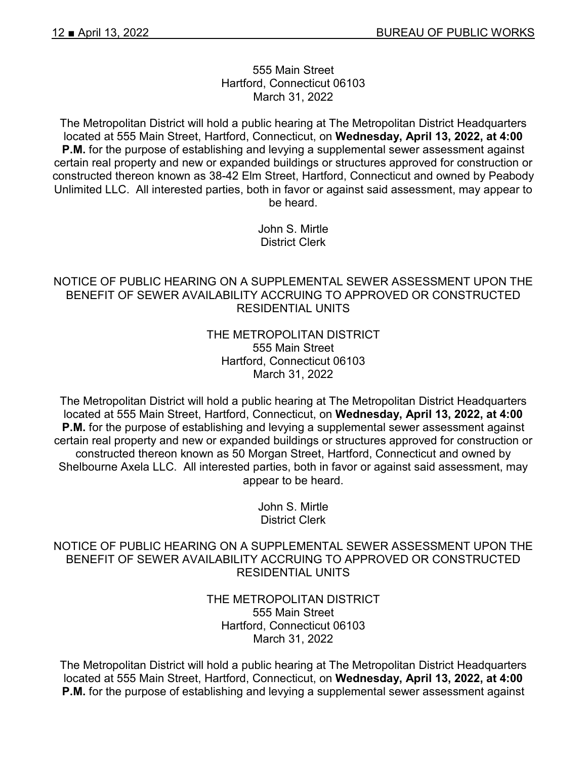555 Main Street
Hartford, Connecticut 06103
March 31, 2022

The Metropolitan District will hold a public hearing at The Metropolitan District Headquarters located at 555 Main Street, Hartford, Connecticut, on **Wednesday, April 13, 2022, at 4:00 P.M.** for the purpose of establishing and levying a supplemental sewer assessment against certain real property and new or expanded buildings or structures approved for construction or constructed thereon known as 38-42 Elm Street, Hartford, Connecticut and owned by Peabody Unlimited LLC. All interested parties, both in favor or against said assessment, may appear to be heard.

John S. Mirtle
District Clerk

NOTICE OF PUBLIC HEARING ON A SUPPLEMENTAL SEWER ASSESSMENT UPON THE BENEFIT OF SEWER AVAILABILITY ACCRUING TO APPROVED OR CONSTRUCTED RESIDENTIAL UNITS

THE METROPOLITAN DISTRICT
555 Main Street
Hartford, Connecticut 06103
March 31, 2022

The Metropolitan District will hold a public hearing at The Metropolitan District Headquarters located at 555 Main Street, Hartford, Connecticut, on **Wednesday, April 13, 2022, at 4:00 P.M.** for the purpose of establishing and levying a supplemental sewer assessment against certain real property and new or expanded buildings or structures approved for construction or constructed thereon known as 50 Morgan Street, Hartford, Connecticut and owned by Shelbourne Axela LLC. All interested parties, both in favor or against said assessment, may appear to be heard.

John S. Mirtle
District Clerk

NOTICE OF PUBLIC HEARING ON A SUPPLEMENTAL SEWER ASSESSMENT UPON THE BENEFIT OF SEWER AVAILABILITY ACCRUING TO APPROVED OR CONSTRUCTED RESIDENTIAL UNITS

THE METROPOLITAN DISTRICT
555 Main Street
Hartford, Connecticut 06103
March 31, 2022

The Metropolitan District will hold a public hearing at The Metropolitan District Headquarters located at 555 Main Street, Hartford, Connecticut, on **Wednesday, April 13, 2022, at 4:00 P.M.** for the purpose of establishing and levying a supplemental sewer assessment against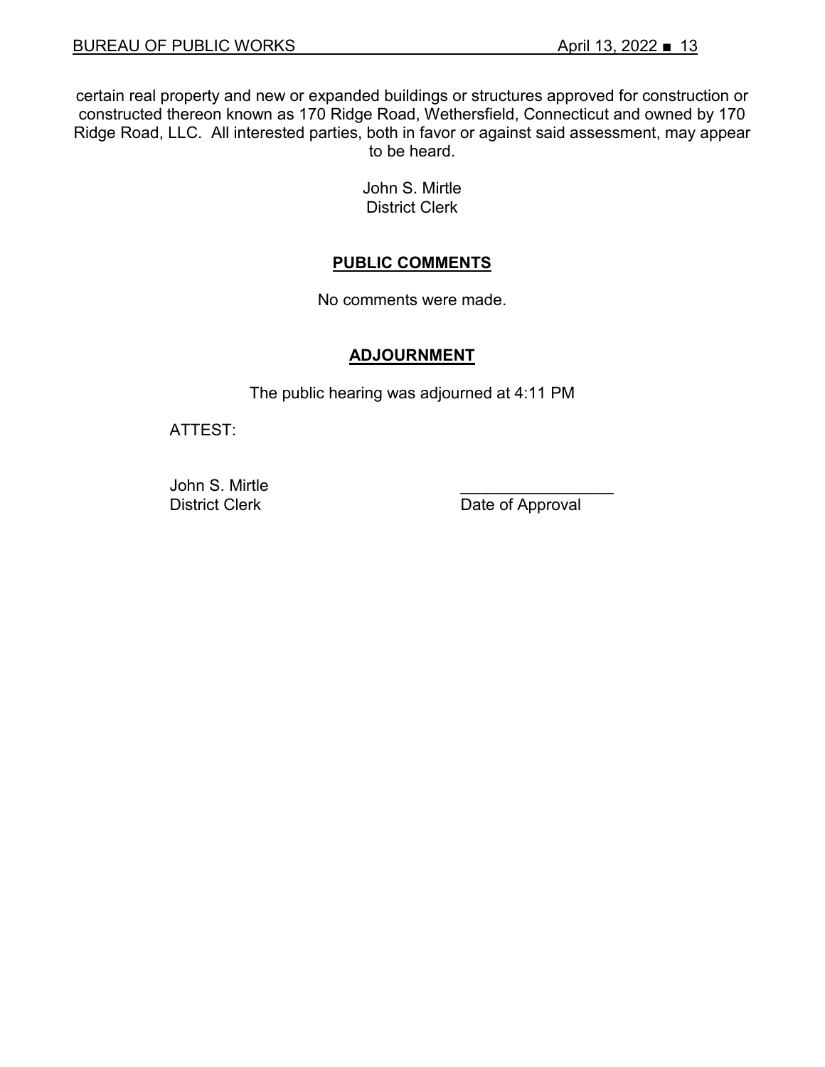certain real property and new or expanded buildings or structures approved for construction or constructed thereon known as 170 Ridge Road, Wethersfield, Connecticut and owned by 170 Ridge Road, LLC. All interested parties, both in favor or against said assessment, may appear to be heard.

John S. Mirtle
District Clerk

## PUBLIC COMMENTS

No comments were made.

## ADJOURNMENT

The public hearing was adjourned at 4:11 PM

ATTEST:

John S. Mirtle
District Clerk

_________________
Date of Approval